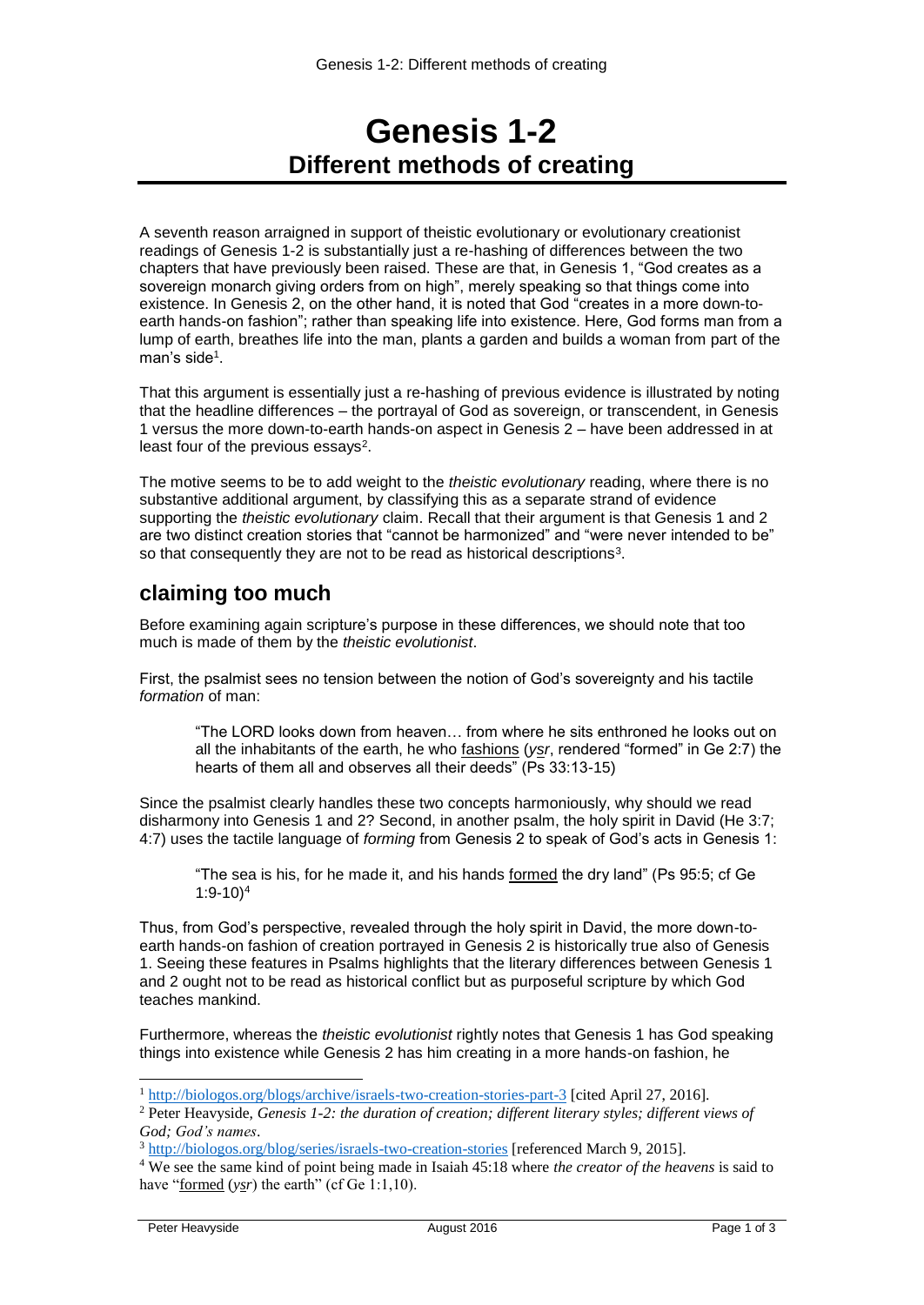# Genesis 1-2
## Different methods of creating

A seventh reason arraigned in support of theistic evolutionary or evolutionary creationist readings of Genesis 1-2 is substantially just a re-hashing of differences between the two chapters that have previously been raised. These are that, in Genesis 1, "God creates as a sovereign monarch giving orders from on high", merely speaking so that things come into existence. In Genesis 2, on the other hand, it is noted that God "creates in a more down-to-earth hands-on fashion"; rather than speaking life into existence. Here, God forms man from a lump of earth, breathes life into the man, plants a garden and builds a woman from part of the man's side[1].

That this argument is essentially just a re-hashing of previous evidence is illustrated by noting that the headline differences – the portrayal of God as sovereign, or transcendent, in Genesis 1 versus the more down-to-earth hands-on aspect in Genesis 2 – have been addressed in at least four of the previous essays[2].

The motive seems to be to add weight to the *theistic evolutionary* reading, where there is no substantive additional argument, by classifying this as a separate strand of evidence supporting the *theistic evolutionary* claim. Recall that their argument is that Genesis 1 and 2 are two distinct creation stories that "cannot be harmonized" and "were never intended to be" so that consequently they are not to be read as historical descriptions[3].

## claiming too much

Before examining again scripture's purpose in these differences, we should note that too much is made of them by the *theistic evolutionist*.

First, the psalmist sees no tension between the notion of God's sovereignty and his tactile *formation* of man:

> "The LORD looks down from heaven… from where he sits enthroned he looks out on all the inhabitants of the earth, he who fashions (*ysr*, rendered "formed" in Ge 2:7) the hearts of them all and observes all their deeds" (Ps 33:13-15)

Since the psalmist clearly handles these two concepts harmoniously, why should we read disharmony into Genesis 1 and 2? Second, in another psalm, the holy spirit in David (He 3:7; 4:7) uses the tactile language of *forming* from Genesis 2 to speak of God's acts in Genesis 1:

> "The sea is his, for he made it, and his hands formed the dry land" (Ps 95:5; cf Ge 1:9-10)[4]

Thus, from God's perspective, revealed through the holy spirit in David, the more down-to-earth hands-on fashion of creation portrayed in Genesis 2 is historically true also of Genesis 1. Seeing these features in Psalms highlights that the literary differences between Genesis 1 and 2 ought not to be read as historical conflict but as purposeful scripture by which God teaches mankind.

Furthermore, whereas the *theistic evolutionist* rightly notes that Genesis 1 has God speaking things into existence while Genesis 2 has him creating in a more hands-on fashion, he

---

[1] http://biologos.org/blogs/archive/israels-two-creation-stories-part-3 [cited April 27, 2016].

[2] Peter Heavyside, *Genesis 1-2: the duration of creation; different literary styles; different views of God; God's names*.

[3] http://biologos.org/blog/series/israels-two-creation-stories [referenced March 9, 2015].

[4] We see the same kind of point being made in Isaiah 45:18 where *the creator of the heavens* is said to have "formed (*ysr*) the earth" (cf Ge 1:1,10).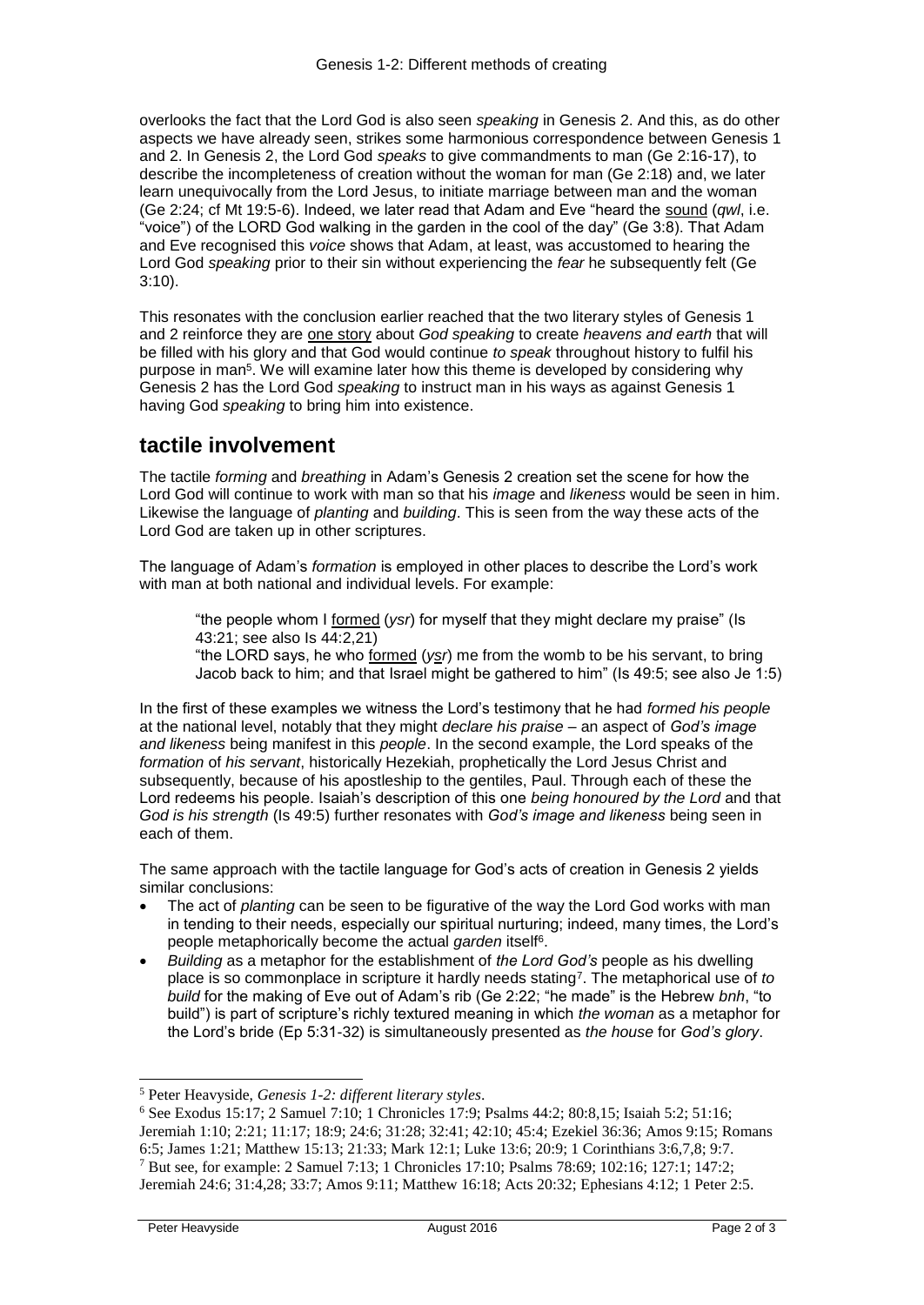overlooks the fact that the Lord God is also seen *speaking* in Genesis 2. And this, as do other aspects we have already seen, strikes some harmonious correspondence between Genesis 1 and 2. In Genesis 2, the Lord God *speaks* to give commandments to man (Ge 2:16-17), to describe the incompleteness of creation without the woman for man (Ge 2:18) and, we later learn unequivocally from the Lord Jesus, to initiate marriage between man and the woman (Ge 2:24; cf Mt 19:5-6). Indeed, we later read that Adam and Eve "heard the sound (*qwl*, i.e. "voice") of the LORD God walking in the garden in the cool of the day" (Ge 3:8). That Adam and Eve recognised this *voice* shows that Adam, at least, was accustomed to hearing the Lord God *speaking* prior to their sin without experiencing the *fear* he subsequently felt (Ge 3:10).

This resonates with the conclusion earlier reached that the two literary styles of Genesis 1 and 2 reinforce they are one story about *God speaking* to create *heavens and earth* that will be filled with his glory and that God would continue *to speak* throughout history to fulfil his purpose in man[5]. We will examine later how this theme is developed by considering why Genesis 2 has the Lord God *speaking* to instruct man in his ways as against Genesis 1 having God *speaking* to bring him into existence.

## tactile involvement

The tactile *forming* and *breathing* in Adam's Genesis 2 creation set the scene for how the Lord God will continue to work with man so that his *image* and *likeness* would be seen in him. Likewise the language of *planting* and *building*. This is seen from the way these acts of the Lord God are taken up in other scriptures.

The language of Adam's *formation* is employed in other places to describe the Lord's work with man at both national and individual levels. For example:

> "the people whom I formed (*ysr*) for myself that they might declare my praise" (Is 43:21; see also Is 44:2,21)
> "the LORD says, he who formed (*ysr*) me from the womb to be his servant, to bring Jacob back to him; and that Israel might be gathered to him" (Is 49:5; see also Je 1:5)

In the first of these examples we witness the Lord's testimony that he had *formed his people* at the national level, notably that they might *declare his praise* – an aspect of *God's image and likeness* being manifest in this *people*. In the second example, the Lord speaks of the *formation* of *his servant*, historically Hezekiah, prophetically the Lord Jesus Christ and subsequently, because of his apostleship to the gentiles, Paul. Through each of these the Lord redeems his people. Isaiah's description of this one *being honoured by the Lord* and that *God is his strength* (Is 49:5) further resonates with *God's image and likeness* being seen in each of them.

The same approach with the tactile language for God's acts of creation in Genesis 2 yields similar conclusions:

- The act of *planting* can be seen to be figurative of the way the Lord God works with man in tending to their needs, especially our spiritual nurturing; indeed, many times, the Lord's people metaphorically become the actual *garden* itself[6].
- *Building* as a metaphor for the establishment of *the Lord God's* people as his dwelling place is so commonplace in scripture it hardly needs stating[7]. The metaphorical use of *to build* for the making of Eve out of Adam's rib (Ge 2:22; "he made" is the Hebrew *bnh*, "to build") is part of scripture's richly textured meaning in which *the woman* as a metaphor for the Lord's bride (Ep 5:31-32) is simultaneously presented as *the house* for *God's glory*.

---

[5] Peter Heavyside, *Genesis 1-2: different literary styles*.

[6] See Exodus 15:17; 2 Samuel 7:10; 1 Chronicles 17:9; Psalms 44:2; 80:8,15; Isaiah 5:2; 51:16; Jeremiah 1:10; 2:21; 11:17; 18:9; 24:6; 31:28; 32:41; 42:10; 45:4; Ezekiel 36:36; Amos 9:15; Romans 6:5; James 1:21; Matthew 15:13; 21:33; Mark 12:1; Luke 13:6; 20:9; 1 Corinthians 3:6,7,8; 9:7.

[7] But see, for example: 2 Samuel 7:13; 1 Chronicles 17:10; Psalms 78:69; 102:16; 127:1; 147:2; Jeremiah 24:6; 31:4,28; 33:7; Amos 9:11; Matthew 16:18; Acts 20:32; Ephesians 4:12; 1 Peter 2:5.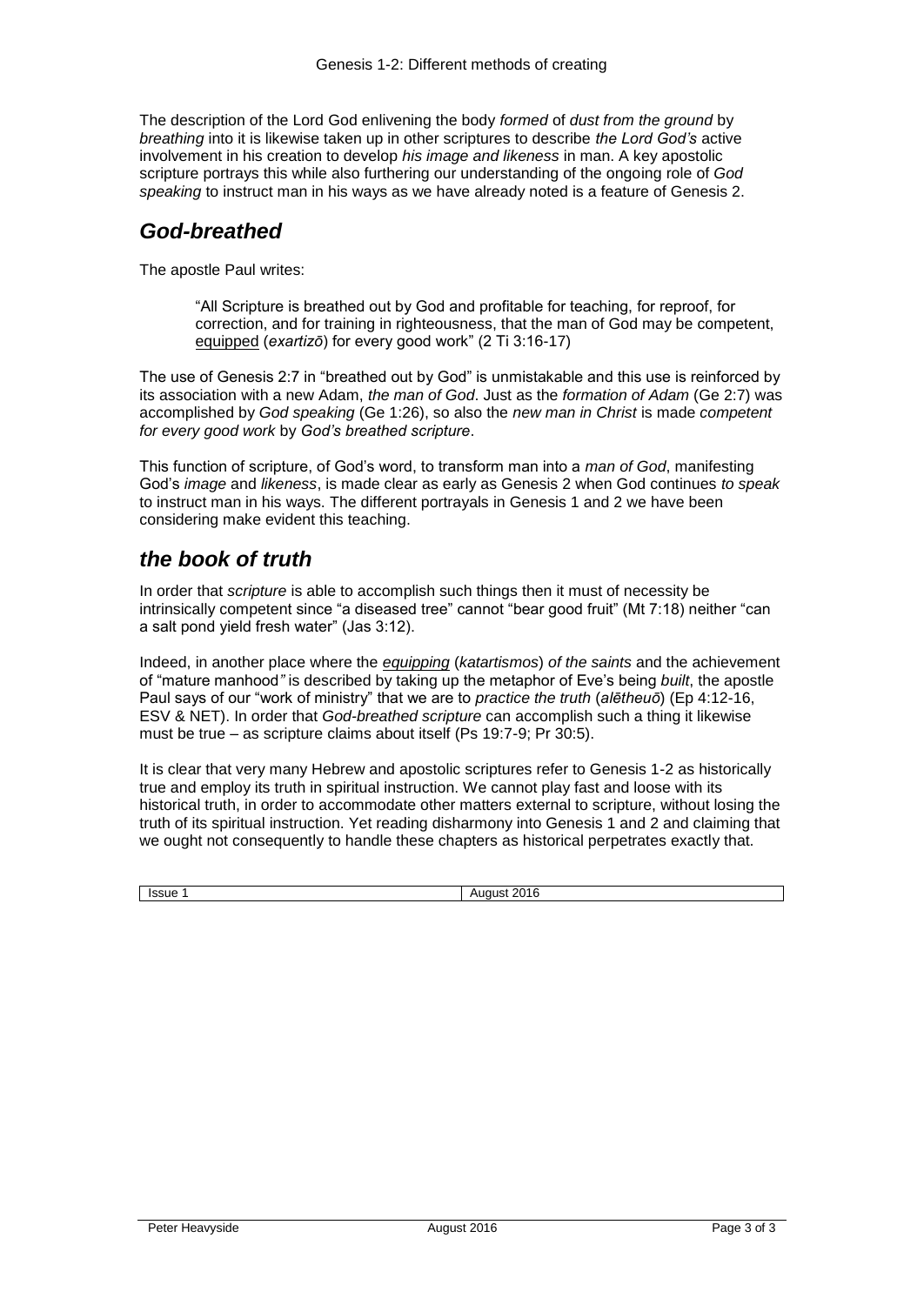The description of the Lord God enlivening the body *formed* of *dust from the ground* by *breathing* into it is likewise taken up in other scriptures to describe *the Lord God's* active involvement in his creation to develop *his image and likeness* in man. A key apostolic scripture portrays this while also furthering our understanding of the ongoing role of *God speaking* to instruct man in his ways as we have already noted is a feature of Genesis 2.

## *God-breathed*

The apostle Paul writes:

> "All Scripture is breathed out by God and profitable for teaching, for reproof, for correction, and for training in righteousness, that the man of God may be competent, <u>equipped</u> (*exartizō*) for every good work" (2 Ti 3:16-17)

The use of Genesis 2:7 in "breathed out by God" is unmistakable and this use is reinforced by its association with a new Adam, *the man of God*. Just as the *formation of Adam* (Ge 2:7) was accomplished by *God speaking* (Ge 1:26), so also the *new man in Christ* is made *competent for every good work* by *God's breathed scripture*.

This function of scripture, of God's word, to transform man into a *man of God*, manifesting God's *image* and *likeness*, is made clear as early as Genesis 2 when God continues *to speak* to instruct man in his ways. The different portrayals in Genesis 1 and 2 we have been considering make evident this teaching.

## *the book of truth*

In order that *scripture* is able to accomplish such things then it must of necessity be intrinsically competent since "a diseased tree" cannot "bear good fruit" (Mt 7:18) neither "can a salt pond yield fresh water" (Jas 3:12).

Indeed, in another place where the *<u>equipping</u>* (*katartismos*) *of the saints* and the achievement of "mature manhood" is described by taking up the metaphor of Eve's being *built*, the apostle Paul says of our "work of ministry" that we are to *practice the truth* (*alētheuō*) (Ep 4:12-16, ESV & NET). In order that *God-breathed scripture* can accomplish such a thing it likewise must be true – as scripture claims about itself (Ps 19:7-9; Pr 30:5).

It is clear that very many Hebrew and apostolic scriptures refer to Genesis 1-2 as historically true and employ its truth in spiritual instruction. We cannot play fast and loose with its historical truth, in order to accommodate other matters external to scripture, without losing the truth of its spiritual instruction. Yet reading disharmony into Genesis 1 and 2 and claiming that we ought not consequently to handle these chapters as historical perpetrates exactly that.

| Issue 1 | August 2016 |
| --- | --- |